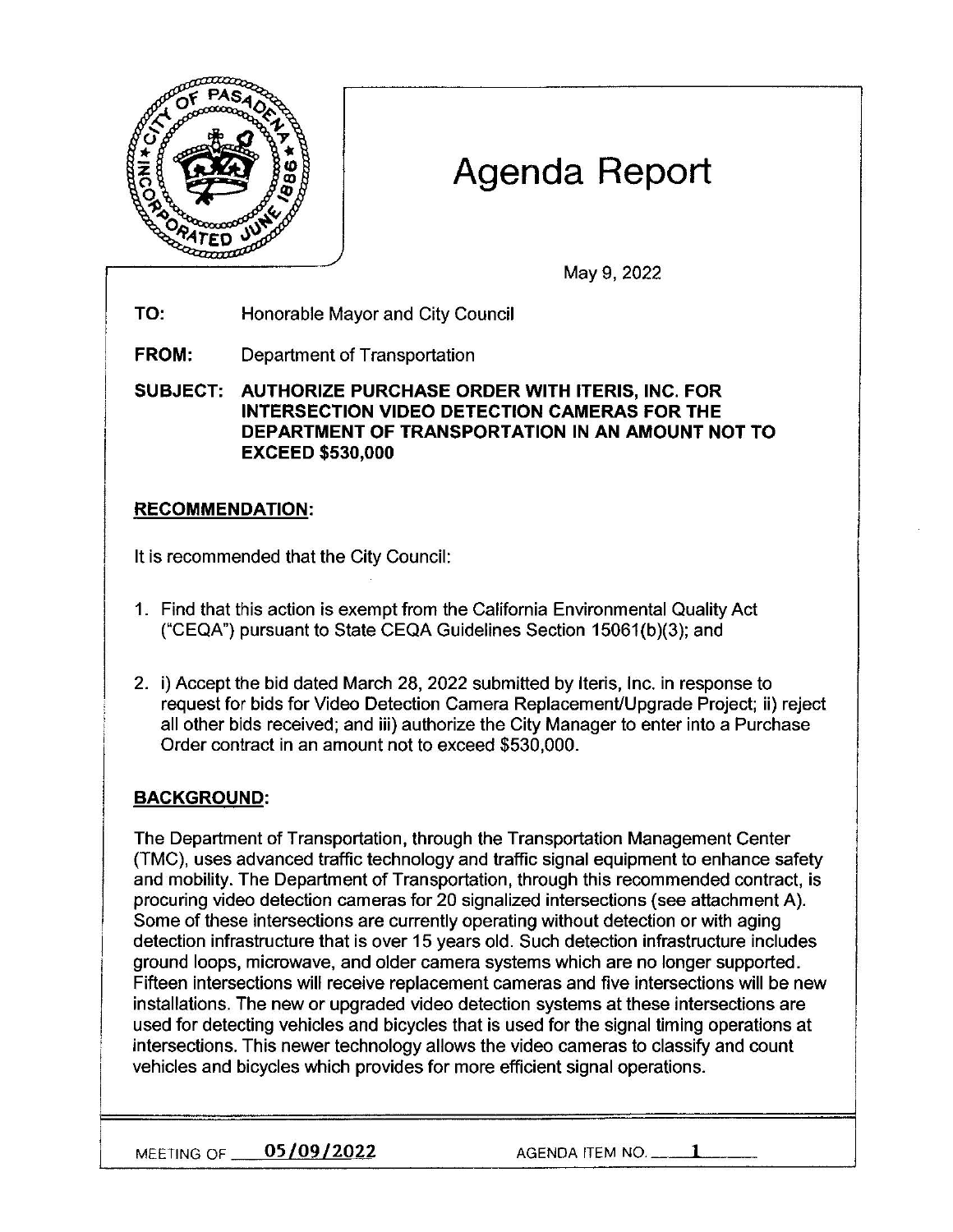# Agenda Report

May 9, 2022

**TO:** Honorable Mayor and City Council

**FROM:** Department of Transportation

**SUBJECT: AUTHORIZE PURCHASE ORDER WITH ITERIS, INC. FOR INTERSECTION VIDEO DETECTION CAMERAS FOR THE DEPARTMENT OF TRANSPORTATION IN AN AMOUNT NOT TO EXCEED $530,000**

## RECOMMENDATION:

It is recommended that the City Council:

1. Find that this action is exempt from the California Environmental Quality Act ("CEQA") pursuant to State CEQA Guidelines Section 15061(b)(3); and

2. i) Accept the bid dated March 28, 2022 submitted by Iteris, Inc. in response to request for bids for Video Detection Camera Replacement/Upgrade Project; ii) reject all other bids received; and iii) authorize the City Manager to enter into a Purchase Order contract in an amount not to exceed $530,000.

## BACKGROUND:

The Department of Transportation, through the Transportation Management Center (TMC), uses advanced traffic technology and traffic signal equipment to enhance safety and mobility. The Department of Transportation, through this recommended contract, is procuring video detection cameras for 20 signalized intersections (see attachment A). Some of these intersections are currently operating without detection or with aging detection infrastructure that is over 15 years old. Such detection infrastructure includes ground loops, microwave, and older camera systems which are no longer supported. Fifteen intersections will receive replacement cameras and five intersections will be new installations. The new or upgraded video detection systems at these intersections are used for detecting vehicles and bicycles that is used for the signal timing operations at intersections. This newer technology allows the video cameras to classify and count vehicles and bicycles which provides for more efficient signal operations.

MEETING OF 05/09/2022 AGENDA ITEM NO. 1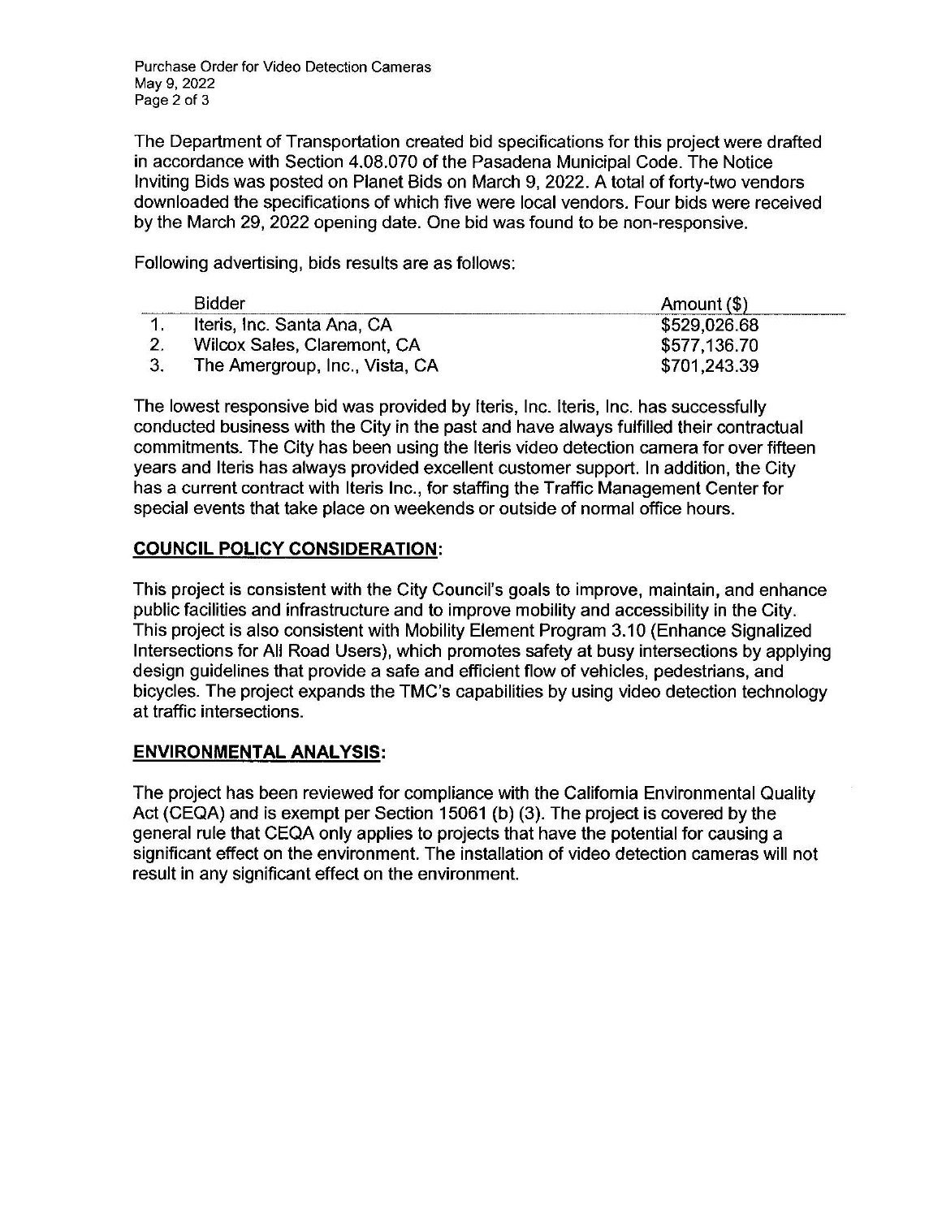The Department of Transportation created bid specifications for this project were drafted in accordance with Section 4.08.070 of the Pasadena Municipal Code. The Notice Inviting Bids was posted on Planet Bids on March 9, 2022. A total of forty-two vendors downloaded the specifications of which five were local vendors. Four bids were received by the March 29, 2022 opening date. One bid was found to be non-responsive.

Following advertising, bids results are as follows:

| | Bidder | Amount ($) |
|---|---|---|
| 1. | Iteris, Inc. Santa Ana, CA | $529,026.68 |
| 2. | Wilcox Sales, Claremont, CA | $577,136.70 |
| 3. | The Amergroup, Inc., Vista, CA | $701,243.39 |

The lowest responsive bid was provided by Iteris, Inc. Iteris, Inc. has successfully conducted business with the City in the past and have always fulfilled their contractual commitments. The City has been using the Iteris video detection camera for over fifteen years and Iteris has always provided excellent customer support. In addition, the City has a current contract with Iteris Inc., for staffing the Traffic Management Center for special events that take place on weekends or outside of normal office hours.

## COUNCIL POLICY CONSIDERATION:

This project is consistent with the City Council's goals to improve, maintain, and enhance public facilities and infrastructure and to improve mobility and accessibility in the City. This project is also consistent with Mobility Element Program 3.10 (Enhance Signalized Intersections for All Road Users), which promotes safety at busy intersections by applying design guidelines that provide a safe and efficient flow of vehicles, pedestrians, and bicycles. The project expands the TMC's capabilities by using video detection technology at traffic intersections.

## ENVIRONMENTAL ANALYSIS:

The project has been reviewed for compliance with the California Environmental Quality Act (CEQA) and is exempt per Section 15061 (b) (3). The project is covered by the general rule that CEQA only applies to projects that have the potential for causing a significant effect on the environment. The installation of video detection cameras will not result in any significant effect on the environment.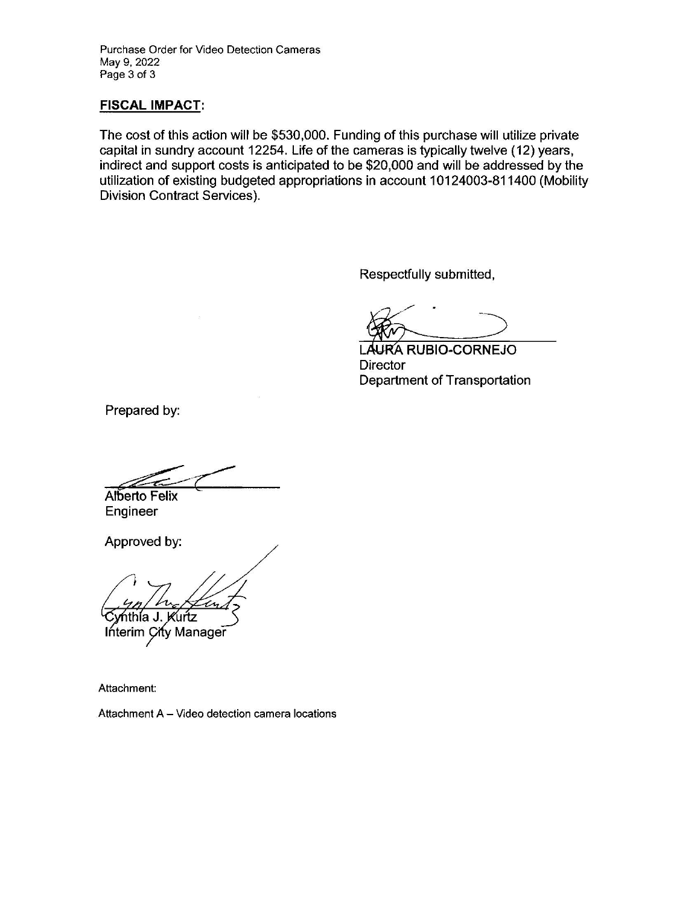## FISCAL IMPACT:

The cost of this action will be $530,000. Funding of this purchase will utilize private capital in sundry account 12254. Life of the cameras is typically twelve (12) years, indirect and support costs is anticipated to be $20,000 and will be addressed by the utilization of existing budgeted appropriations in account 10124003-811400 (Mobility Division Contract Services).

Respectfully submitted,

LAURA RUBIO-CORNEJO
Director
Department of Transportation

Prepared by:

Alberto Felix
Engineer

Approved by:

Cynthia J. Kurtz
Interim City Manager

Attachment:

Attachment A – Video detection camera locations